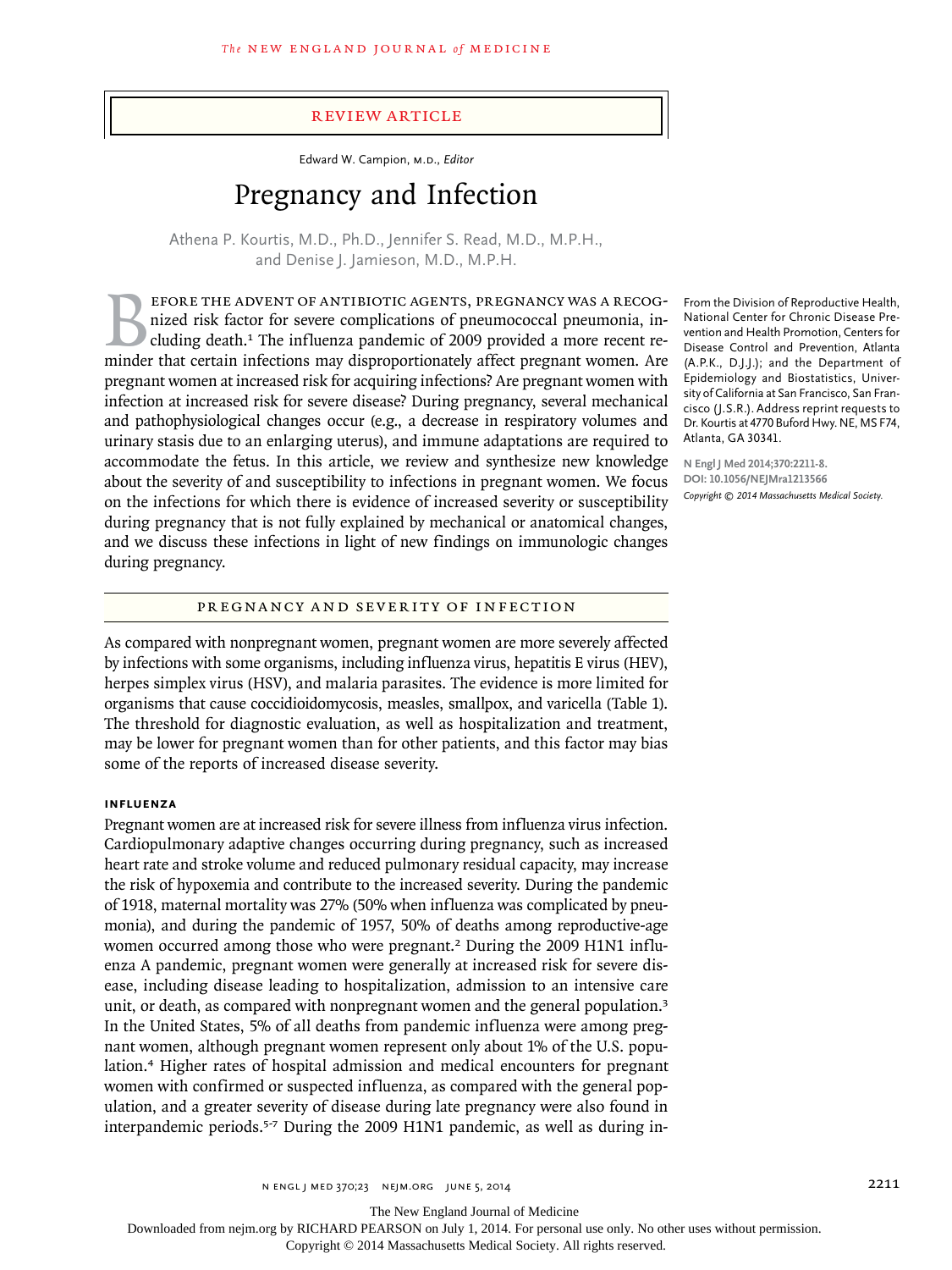REVIEW ARTICLE

Edward W. Campion, M.D., *Editor*

# Pregnancy and Infection

Athena P. Kourtis, M.D., Ph.D., Jennifer S. Read, M.D., M.P.H., and Denise J. Jamieson, M.D., M.P.H.

From the Division of Reproductive Health, National Center for Chronic Disease Prevention and Health Promotion, Centers for Disease Control and Prevention, Atlanta (A.P.K., D.J.J.); and the Department of Epidemiology and Biostatistics, University of California at San Francisco, San Francisco (J.S.R.). Address reprint requests to Dr. Kourtis at 4770 Buford Hwy. NE, MS F74, Atlanta, GA 30341.

N Engl J Med 2014;370:2211-8.
DOI: 10.1056/NEJMra1213566
*Copyright © 2014 Massachusetts Medical Society.*

Before the advent of antibiotic agents, pregnancy was a recognized risk factor for severe complications of pneumococcal pneumonia, including death.[1] The influenza pandemic of 2009 provided a more recent reminder that certain infections may disproportionately affect pregnant women. Are pregnant women at increased risk for acquiring infections? Are pregnant women with infection at increased risk for severe disease? During pregnancy, several mechanical and pathophysiological changes occur (e.g., a decrease in respiratory volumes and urinary stasis due to an enlarging uterus), and immune adaptations are required to accommodate the fetus. In this article, we review and synthesize new knowledge about the severity of and susceptibility to infections in pregnant women. We focus on the infections for which there is evidence of increased severity or susceptibility during pregnancy that is not fully explained by mechanical or anatomical changes, and we discuss these infections in light of new findings on immunologic changes during pregnancy.

## PREGNANCY AND SEVERITY OF INFECTION

As compared with nonpregnant women, pregnant women are more severely affected by infections with some organisms, including influenza virus, hepatitis E virus (HEV), herpes simplex virus (HSV), and malaria parasites. The evidence is more limited for organisms that cause coccidioidomycosis, measles, smallpox, and varicella (Table 1). The threshold for diagnostic evaluation, as well as hospitalization and treatment, may be lower for pregnant women than for other patients, and this factor may bias some of the reports of increased disease severity.

### INFLUENZA

Pregnant women are at increased risk for severe illness from influenza virus infection. Cardiopulmonary adaptive changes occurring during pregnancy, such as increased heart rate and stroke volume and reduced pulmonary residual capacity, may increase the risk of hypoxemia and contribute to the increased severity. During the pandemic of 1918, maternal mortality was 27% (50% when influenza was complicated by pneumonia), and during the pandemic of 1957, 50% of deaths among reproductive-age women occurred among those who were pregnant.[2] During the 2009 H1N1 influenza A pandemic, pregnant women were generally at increased risk for severe disease, including disease leading to hospitalization, admission to an intensive care unit, or death, as compared with nonpregnant women and the general population.[3] In the United States, 5% of all deaths from pandemic influenza were among pregnant women, although pregnant women represent only about 1% of the U.S. population.[4] Higher rates of hospital admission and medical encounters for pregnant women with confirmed or suspected influenza, as compared with the general population, and a greater severity of disease during late pregnancy were also found in interpandemic periods.[5-7] During the 2009 H1N1 pandemic, as well as during in-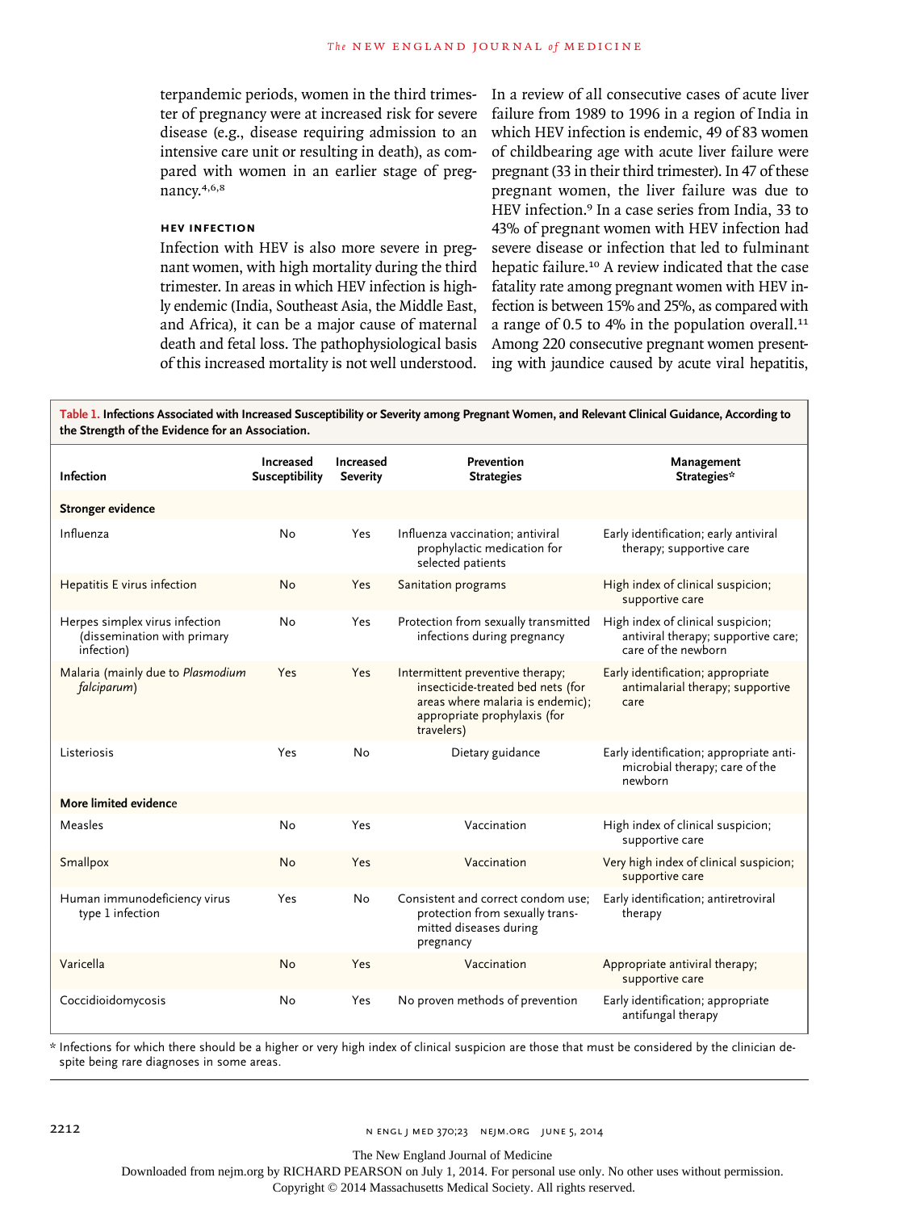terpandemic periods, women in the third trimester of pregnancy were at increased risk for severe disease (e.g., disease requiring admission to an intensive care unit or resulting in death), as compared with women in an earlier stage of pregnancy.[4,6,8]

### HEV INFECTION

Infection with HEV is also more severe in pregnant women, with high mortality during the third trimester. In areas in which HEV infection is highly endemic (India, Southeast Asia, the Middle East, and Africa), it can be a major cause of maternal death and fetal loss. The pathophysiological basis of this increased mortality is not well understood. In a review of all consecutive cases of acute liver failure from 1989 to 1996 in a region of India in which HEV infection is endemic, 49 of 83 women of childbearing age with acute liver failure were pregnant (33 in their third trimester). In 47 of these pregnant women, the liver failure was due to HEV infection.[9] In a case series from India, 33 to 43% of pregnant women with HEV infection had severe disease or infection that led to fulminant hepatic failure.[10] A review indicated that the case fatality rate among pregnant women with HEV infection is between 15% and 25%, as compared with a range of 0.5 to 4% in the population overall.[11] Among 220 consecutive pregnant women presenting with jaundice caused by acute viral hepatitis,

**Table 1. Infections Associated with Increased Susceptibility or Severity among Pregnant Women, and Relevant Clinical Guidance, According to the Strength of the Evidence for an Association.**

| Infection | Increased Susceptibility | Increased Severity | Prevention Strategies | Management Strategies* |
|---|---|---|---|---|
| **Stronger evidence** | | | | |
| Influenza | No | Yes | Influenza vaccination; antiviral prophylactic medication for selected patients | Early identification; early antiviral therapy; supportive care |
| Hepatitis E virus infection | No | Yes | Sanitation programs | High index of clinical suspicion; supportive care |
| Herpes simplex virus infection (dissemination with primary infection) | No | Yes | Protection from sexually transmitted infections during pregnancy | High index of clinical suspicion; antiviral therapy; supportive care; care of the newborn |
| Malaria (mainly due to *Plasmodium falciparum*) | Yes | Yes | Intermittent preventive therapy; insecticide-treated bed nets (for areas where malaria is endemic); appropriate prophylaxis (for travelers) | Early identification; appropriate antimalarial therapy; supportive care |
| Listeriosis | Yes | No | Dietary guidance | Early identification; appropriate antimicrobial therapy; care of the newborn |
| **More limited evidence** | | | | |
| Measles | No | Yes | Vaccination | High index of clinical suspicion; supportive care |
| Smallpox | No | Yes | Vaccination | Very high index of clinical suspicion; supportive care |
| Human immunodeficiency virus type 1 infection | Yes | No | Consistent and correct condom use; protection from sexually transmitted diseases during pregnancy | Early identification; antiretroviral therapy |
| Varicella | No | Yes | Vaccination | Appropriate antiviral therapy; supportive care |
| Coccidioidomycosis | No | Yes | No proven methods of prevention | Early identification; appropriate antifungal therapy |

\* Infections for which there should be a higher or very high index of clinical suspicion are those that must be considered by the clinician despite being rare diagnoses in some areas.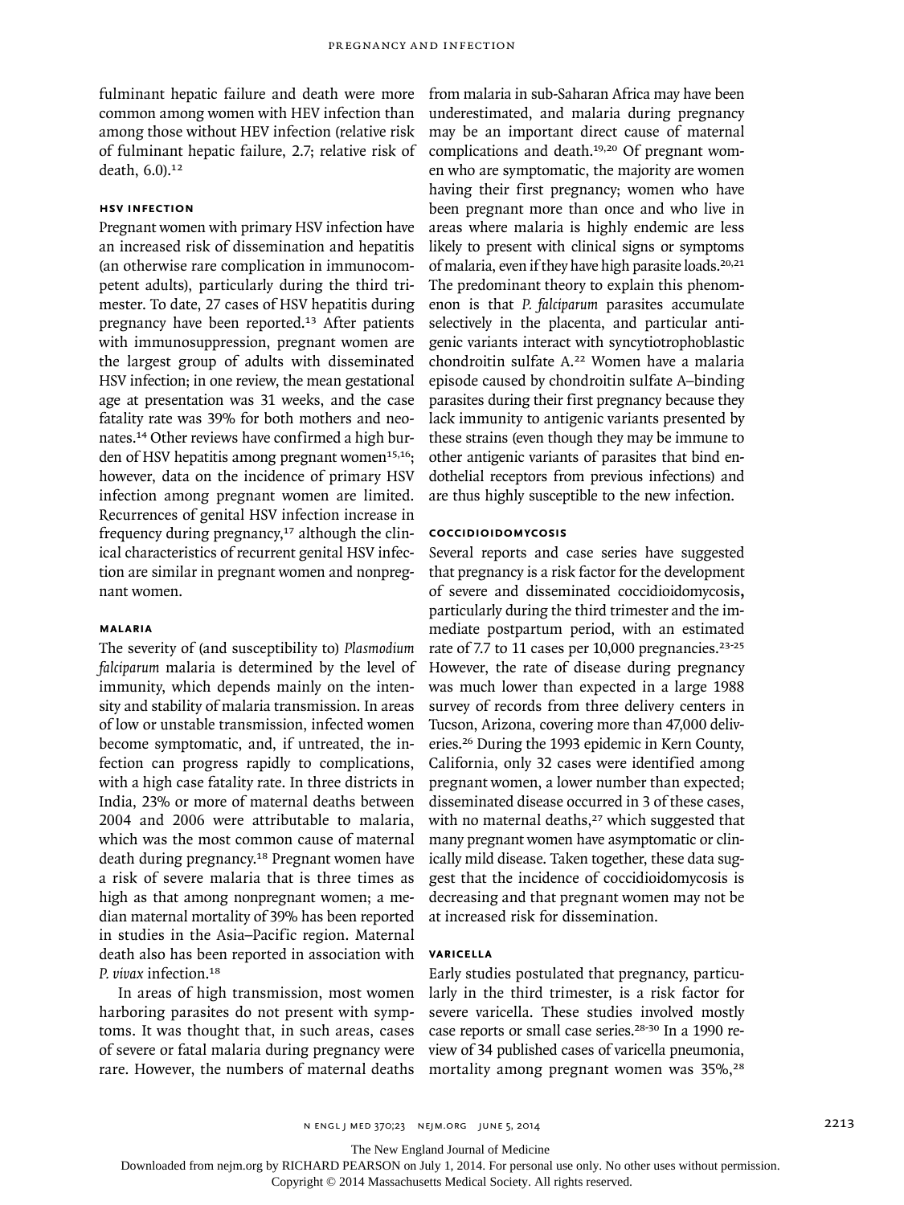fulminant hepatic failure and death were more common among women with HEV infection than among those without HEV infection (relative risk of fulminant hepatic failure, 2.7; relative risk of death, 6.0).[12]

### HSV INFECTION

Pregnant women with primary HSV infection have an increased risk of dissemination and hepatitis (an otherwise rare complication in immunocompetent adults), particularly during the third trimester. To date, 27 cases of HSV hepatitis during pregnancy have been reported.[13] After patients with immunosuppression, pregnant women are the largest group of adults with disseminated HSV infection; in one review, the mean gestational age at presentation was 31 weeks, and the case fatality rate was 39% for both mothers and neonates.[14] Other reviews have confirmed a high burden of HSV hepatitis among pregnant women[15,16]; however, data on the incidence of primary HSV infection among pregnant women are limited. Recurrences of genital HSV infection increase in frequency during pregnancy,[17] although the clinical characteristics of recurrent genital HSV infection are similar in pregnant women and nonpregnant women.

### MALARIA

The severity of (and susceptibility to) *Plasmodium falciparum* malaria is determined by the level of immunity, which depends mainly on the intensity and stability of malaria transmission. In areas of low or unstable transmission, infected women become symptomatic, and, if untreated, the infection can progress rapidly to complications, with a high case fatality rate. In three districts in India, 23% or more of maternal deaths between 2004 and 2006 were attributable to malaria, which was the most common cause of maternal death during pregnancy.[18] Pregnant women have a risk of severe malaria that is three times as high as that among nonpregnant women; a median maternal mortality of 39% has been reported in studies in the Asia–Pacific region. Maternal death also has been reported in association with *P. vivax* infection.[18]

In areas of high transmission, most women harboring parasites do not present with symptoms. It was thought that, in such areas, cases of severe or fatal malaria during pregnancy were rare. However, the numbers of maternal deaths from malaria in sub-Saharan Africa may have been underestimated, and malaria during pregnancy may be an important direct cause of maternal complications and death.[19,20] Of pregnant women who are symptomatic, the majority are women having their first pregnancy; women who have been pregnant more than once and who live in areas where malaria is highly endemic are less likely to present with clinical signs or symptoms of malaria, even if they have high parasite loads.[20,21] The predominant theory to explain this phenomenon is that *P. falciparum* parasites accumulate selectively in the placenta, and particular antigenic variants interact with syncytiotrophoblastic chondroitin sulfate A.[22] Women have a malaria episode caused by chondroitin sulfate A–binding parasites during their first pregnancy because they lack immunity to antigenic variants presented by these strains (even though they may be immune to other antigenic variants of parasites that bind endothelial receptors from previous infections) and are thus highly susceptible to the new infection.

### COCCIDIOIDOMYCOSIS

Several reports and case series have suggested that pregnancy is a risk factor for the development of severe and disseminated coccidioidomycosis, particularly during the third trimester and the immediate postpartum period, with an estimated rate of 7.7 to 11 cases per 10,000 pregnancies.[23-25] However, the rate of disease during pregnancy was much lower than expected in a large 1988 survey of records from three delivery centers in Tucson, Arizona, covering more than 47,000 deliveries.[26] During the 1993 epidemic in Kern County, California, only 32 cases were identified among pregnant women, a lower number than expected; disseminated disease occurred in 3 of these cases, with no maternal deaths,[27] which suggested that many pregnant women have asymptomatic or clinically mild disease. Taken together, these data suggest that the incidence of coccidioidomycosis is decreasing and that pregnant women may not be at increased risk for dissemination.

### VARICELLA

Early studies postulated that pregnancy, particularly in the third trimester, is a risk factor for severe varicella. These studies involved mostly case reports or small case series.[28-30] In a 1990 review of 34 published cases of varicella pneumonia, mortality among pregnant women was 35%,[28]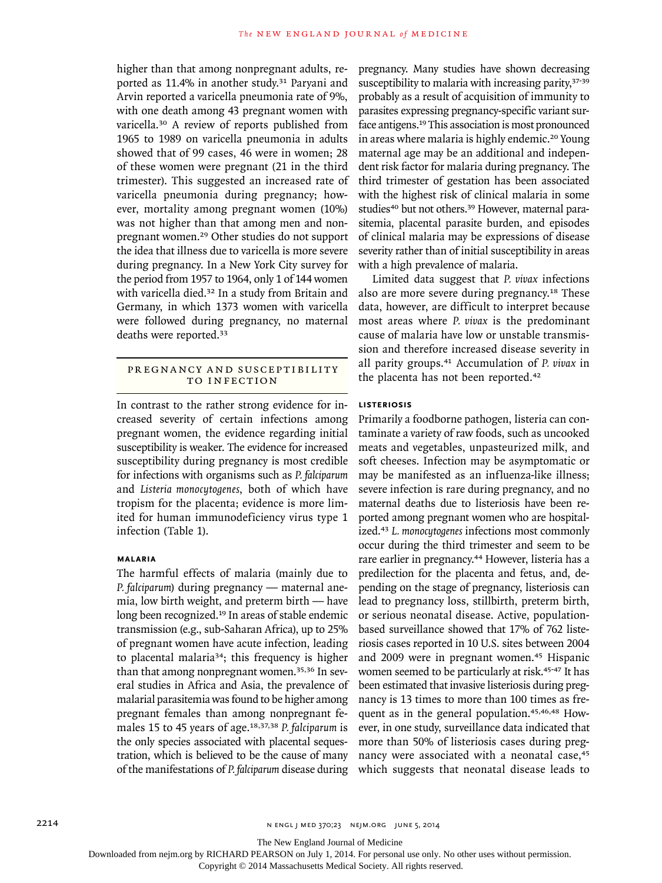higher than that among nonpregnant adults, reported as 11.4% in another study.[31] Paryani and Arvin reported a varicella pneumonia rate of 9%, with one death among 43 pregnant women with varicella.[30] A review of reports published from 1965 to 1989 on varicella pneumonia in adults showed that of 99 cases, 46 were in women; 28 of these women were pregnant (21 in the third trimester). This suggested an increased rate of varicella pneumonia during pregnancy; however, mortality among pregnant women (10%) was not higher than that among men and nonpregnant women.[29] Other studies do not support the idea that illness due to varicella is more severe during pregnancy. In a New York City survey for the period from 1957 to 1964, only 1 of 144 women with varicella died.[32] In a study from Britain and Germany, in which 1373 women with varicella were followed during pregnancy, no maternal deaths were reported.[33]

## PREGNANCY AND SUSCEPTIBILITY TO INFECTION

In contrast to the rather strong evidence for increased severity of certain infections among pregnant women, the evidence regarding initial susceptibility is weaker. The evidence for increased susceptibility during pregnancy is most credible for infections with organisms such as *P. falciparum* and *Listeria monocytogenes*, both of which have tropism for the placenta; evidence is more limited for human immunodeficiency virus type 1 infection (Table 1).

### MALARIA

The harmful effects of malaria (mainly due to *P. falciparum*) during pregnancy — maternal anemia, low birth weight, and preterm birth — have long been recognized.[19] In areas of stable endemic transmission (e.g., sub-Saharan Africa), up to 25% of pregnant women have acute infection, leading to placental malaria[34]; this frequency is higher than that among nonpregnant women.[35,36] In several studies in Africa and Asia, the prevalence of malarial parasitemia was found to be higher among pregnant females than among nonpregnant females 15 to 45 years of age.[18,37,38] *P. falciparum* is the only species associated with placental sequestration, which is believed to be the cause of many of the manifestations of *P. falciparum* disease during pregnancy. Many studies have shown decreasing susceptibility to malaria with increasing parity,[37-39] probably as a result of acquisition of immunity to parasites expressing pregnancy-specific variant surface antigens.[19] This association is most pronounced in areas where malaria is highly endemic.[20] Young maternal age may be an additional and independent risk factor for malaria during pregnancy. The third trimester of gestation has been associated with the highest risk of clinical malaria in some studies[40] but not others.[39] However, maternal parasitemia, placental parasite burden, and episodes of clinical malaria may be expressions of disease severity rather than of initial susceptibility in areas with a high prevalence of malaria.

Limited data suggest that *P. vivax* infections also are more severe during pregnancy.[18] These data, however, are difficult to interpret because most areas where *P. vivax* is the predominant cause of malaria have low or unstable transmission and therefore increased disease severity in all parity groups.[41] Accumulation of *P. vivax* in the placenta has not been reported.[42]

### LISTERIOSIS

Primarily a foodborne pathogen, listeria can contaminate a variety of raw foods, such as uncooked meats and vegetables, unpasteurized milk, and soft cheeses. Infection may be asymptomatic or may be manifested as an influenza-like illness; severe infection is rare during pregnancy, and no maternal deaths due to listeriosis have been reported among pregnant women who are hospitalized.[43] *L. monocytogenes* infections most commonly occur during the third trimester and seem to be rare earlier in pregnancy.[44] However, listeria has a predilection for the placenta and fetus, and, depending on the stage of pregnancy, listeriosis can lead to pregnancy loss, stillbirth, preterm birth, or serious neonatal disease. Active, population-based surveillance showed that 17% of 762 listeriosis cases reported in 10 U.S. sites between 2004 and 2009 were in pregnant women.[45] Hispanic women seemed to be particularly at risk.[45-47] It has been estimated that invasive listeriosis during pregnancy is 13 times to more than 100 times as frequent as in the general population.[45,46,48] However, in one study, surveillance data indicated that more than 50% of listeriosis cases during pregnancy were associated with a neonatal case,[45] which suggests that neonatal disease leads to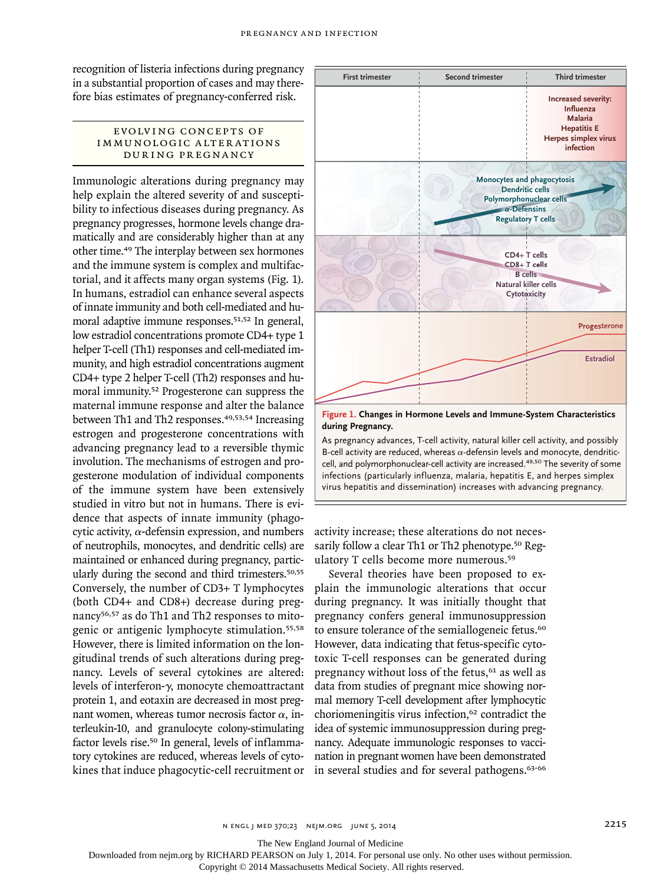recognition of listeria infections during pregnancy in a substantial proportion of cases and may therefore bias estimates of pregnancy-conferred risk.

## Evolving Concepts of Immunologic Alterations during Pregnancy

Immunologic alterations during pregnancy may help explain the altered severity of and susceptibility to infectious diseases during pregnancy. As pregnancy progresses, hormone levels change dramatically and are considerably higher than at any other time.[49] The interplay between sex hormones and the immune system is complex and multifactorial, and it affects many organ systems (Fig. 1). In humans, estradiol can enhance several aspects of innate immunity and both cell-mediated and humoral adaptive immune responses.[51,52] In general, low estradiol concentrations promote CD4+ type 1 helper T-cell (Th1) responses and cell-mediated immunity, and high estradiol concentrations augment CD4+ type 2 helper T-cell (Th2) responses and humoral immunity.[52] Progesterone can suppress the maternal immune response and alter the balance between Th1 and Th2 responses.[49,53,54] Increasing estrogen and progesterone concentrations with advancing pregnancy lead to a reversible thymic involution. The mechanisms of estrogen and progesterone modulation of individual components of the immune system have been extensively studied in vitro but not in humans. There is evidence that aspects of innate immunity (phagocytic activity, α-defensin expression, and numbers of neutrophils, monocytes, and dendritic cells) are maintained or enhanced during pregnancy, particularly during the second and third trimesters.[50,55] Conversely, the number of CD3+ T lymphocytes (both CD4+ and CD8+) decrease during pregnancy[56,57] as do Th1 and Th2 responses to mitogenic or antigenic lymphocyte stimulation.[55,58] However, there is limited information on the longitudinal trends of such alterations during pregnancy. Levels of several cytokines are altered: levels of interferon-γ, monocyte chemoattractant protein 1, and eotaxin are decreased in most pregnant women, whereas tumor necrosis factor α, interleukin-10, and granulocyte colony-stimulating factor levels rise.[50] In general, levels of inflammatory cytokines are reduced, whereas levels of cytokines that induce phagocytic-cell recruitment or activity increase; these alterations do not necessarily follow a clear Th1 or Th2 phenotype.[50] Regulatory T cells become more numerous.[59]

**Figure 1. Changes in Hormone Levels and Immune-System Characteristics during Pregnancy.**

As pregnancy advances, T-cell activity, natural killer cell activity, and possibly B-cell activity are reduced, whereas α-defensin levels and monocyte, dendritic-cell, and polymorphonuclear-cell activity are increased.[49,50] The severity of some infections (particularly influenza, malaria, hepatitis E, and herpes simplex virus hepatitis and dissemination) increases with advancing pregnancy.

Several theories have been proposed to explain the immunologic alterations that occur during pregnancy. It was initially thought that pregnancy confers general immunosuppression to ensure tolerance of the semiallogeneic fetus.[60] However, data indicating that fetus-specific cytotoxic T-cell responses can be generated during pregnancy without loss of the fetus,[61] as well as data from studies of pregnant mice showing normal memory T-cell development after lymphocytic choriomeningitis virus infection,[62] contradict the idea of systemic immunosuppression during pregnancy. Adequate immunologic responses to vaccination in pregnant women have been demonstrated in several studies and for several pathogens.[63-66]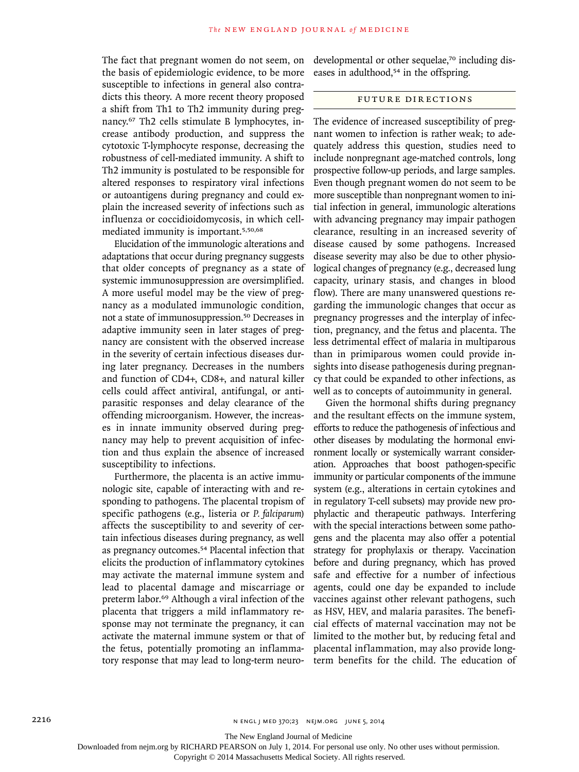The fact that pregnant women do not seem, on the basis of epidemiologic evidence, to be more susceptible to infections in general also contradicts this theory. A more recent theory proposed a shift from Th1 to Th2 immunity during pregnancy.[67] Th2 cells stimulate B lymphocytes, increase antibody production, and suppress the cytotoxic T-lymphocyte response, decreasing the robustness of cell-mediated immunity. A shift to Th2 immunity is postulated to be responsible for altered responses to respiratory viral infections or autoantigens during pregnancy and could explain the increased severity of infections such as influenza or coccidioidomycosis, in which cell-mediated immunity is important.[5,50,68]

Elucidation of the immunologic alterations and adaptations that occur during pregnancy suggests that older concepts of pregnancy as a state of systemic immunosuppression are oversimplified. A more useful model may be the view of pregnancy as a modulated immunologic condition, not a state of immunosuppression.[50] Decreases in adaptive immunity seen in later stages of pregnancy are consistent with the observed increase in the severity of certain infectious diseases during later pregnancy. Decreases in the numbers and function of CD4+, CD8+, and natural killer cells could affect antiviral, antifungal, or antiparasitic responses and delay clearance of the offending microorganism. However, the increases in innate immunity observed during pregnancy may help to prevent acquisition of infection and thus explain the absence of increased susceptibility to infections.

Furthermore, the placenta is an active immunologic site, capable of interacting with and responding to pathogens. The placental tropism of specific pathogens (e.g., listeria or *P. falciparum*) affects the susceptibility to and severity of certain infectious diseases during pregnancy, as well as pregnancy outcomes.[54] Placental infection that elicits the production of inflammatory cytokines may activate the maternal immune system and lead to placental damage and miscarriage or preterm labor.[69] Although a viral infection of the placenta that triggers a mild inflammatory response may not terminate the pregnancy, it can activate the maternal immune system or that of the fetus, potentially promoting an inflammatory response that may lead to long-term neurodevelopmental or other sequelae,[70] including diseases in adulthood,[54] in the offspring.

## Future Directions

The evidence of increased susceptibility of pregnant women to infection is rather weak; to adequately address this question, studies need to include nonpregnant age-matched controls, long prospective follow-up periods, and large samples. Even though pregnant women do not seem to be more susceptible than nonpregnant women to initial infection in general, immunologic alterations with advancing pregnancy may impair pathogen clearance, resulting in an increased severity of disease caused by some pathogens. Increased disease severity may also be due to other physiological changes of pregnancy (e.g., decreased lung capacity, urinary stasis, and changes in blood flow). There are many unanswered questions regarding the immunologic changes that occur as pregnancy progresses and the interplay of infection, pregnancy, and the fetus and placenta. The less detrimental effect of malaria in multiparous than in primiparous women could provide insights into disease pathogenesis during pregnancy that could be expanded to other infections, as well as to concepts of autoimmunity in general.

Given the hormonal shifts during pregnancy and the resultant effects on the immune system, efforts to reduce the pathogenesis of infectious and other diseases by modulating the hormonal environment locally or systemically warrant consideration. Approaches that boost pathogen-specific immunity or particular components of the immune system (e.g., alterations in certain cytokines and in regulatory T-cell subsets) may provide new prophylactic and therapeutic pathways. Interfering with the special interactions between some pathogens and the placenta may also offer a potential strategy for prophylaxis or therapy. Vaccination before and during pregnancy, which has proved safe and effective for a number of infectious agents, could one day be expanded to include vaccines against other relevant pathogens, such as HSV, HEV, and malaria parasites. The beneficial effects of maternal vaccination may not be limited to the mother but, by reducing fetal and placental inflammation, may also provide long-term benefits for the child. The education of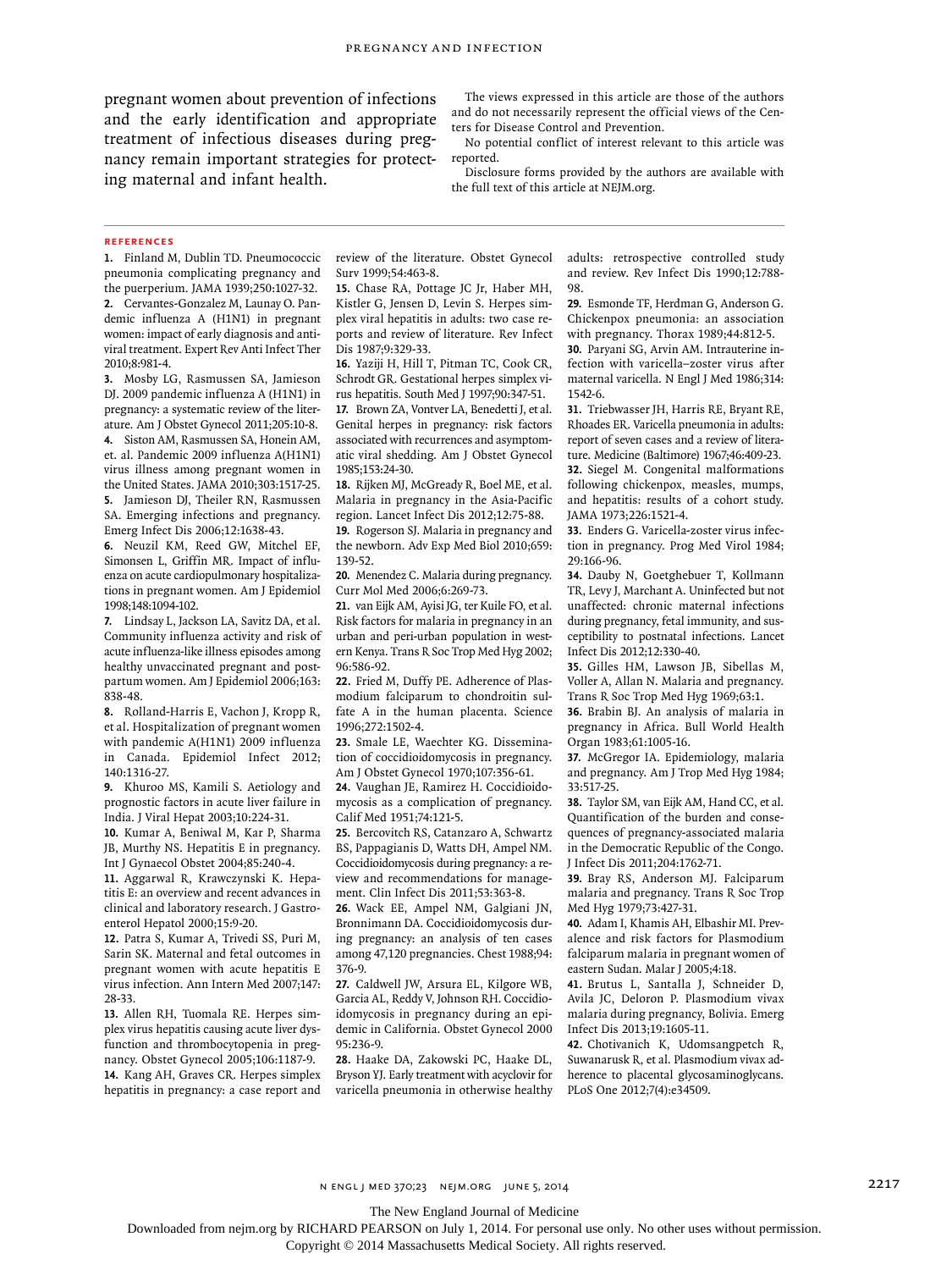pregnant women about prevention of infections and the early identification and appropriate treatment of infectious diseases during pregnancy remain important strategies for protecting maternal and infant health.

The views expressed in this article are those of the authors and do not necessarily represent the official views of the Centers for Disease Control and Prevention.

No potential conflict of interest relevant to this article was reported.

Disclosure forms provided by the authors are available with the full text of this article at NEJM.org.

## References

1. Finland M, Dublin TD. Pneumococcic pneumonia complicating pregnancy and the puerperium. JAMA 1939;250:1027-32.
2. Cervantes-Gonzalez M, Launay O. Pandemic influenza A (H1N1) in pregnant women: impact of early diagnosis and antiviral treatment. Expert Rev Anti Infect Ther 2010;8:981-4.
3. Mosby LG, Rasmussen SA, Jamieson DJ. 2009 pandemic influenza A (H1N1) in pregnancy: a systematic review of the literature. Am J Obstet Gynecol 2011;205:10-8.
4. Siston AM, Rasmussen SA, Honein AM, et. al. Pandemic 2009 influenza A(H1N1) virus illness among pregnant women in the United States. JAMA 2010;303:1517-25.
5. Jamieson DJ, Theiler RN, Rasmussen SA. Emerging infections and pregnancy. Emerg Infect Dis 2006;12:1638-43.
6. Neuzil KM, Reed GW, Mitchel EF, Simonsen L, Griffin MR. Impact of influenza on acute cardiopulmonary hospitalizations in pregnant women. Am J Epidemiol 1998;148:1094-102.
7. Lindsay L, Jackson LA, Savitz DA, et al. Community influenza activity and risk of acute influenza-like illness episodes among healthy unvaccinated pregnant and postpartum women. Am J Epidemiol 2006;163:838-48.
8. Rolland-Harris E, Vachon J, Kropp R, et al. Hospitalization of pregnant women with pandemic A(H1N1) 2009 influenza in Canada. Epidemiol Infect 2012;140:1316-27.
9. Khuroo MS, Kamili S. Aetiology and prognostic factors in acute liver failure in India. J Viral Hepat 2003;10:224-31.
10. Kumar A, Beniwal M, Kar P, Sharma JB, Murthy NS. Hepatitis E in pregnancy. Int J Gynaecol Obstet 2004;85:240-4.
11. Aggarwal R, Krawczynski K. Hepatitis E: an overview and recent advances in clinical and laboratory research. J Gastroenterol Hepatol 2000;15:9-20.
12. Patra S, Kumar A, Trivedi SS, Puri M, Sarin SK. Maternal and fetal outcomes in pregnant women with acute hepatitis E virus infection. Ann Intern Med 2007;147:28-33.
13. Allen RH, Tuomala RE. Herpes simplex virus hepatitis causing acute liver dysfunction and thrombocytopenia in pregnancy. Obstet Gynecol 2005;106:1187-9.
14. Kang AH, Graves CR. Herpes simplex hepatitis in pregnancy: a case report and review of the literature. Obstet Gynecol Surv 1999;54:463-8.
15. Chase RA, Pottage JC Jr, Haber MH, Kistler G, Jensen D, Levin S. Herpes simplex viral hepatitis in adults: two case reports and review of literature. Rev Infect Dis 1987;9:329-33.
16. Yaziji H, Hill T, Pitman TC, Cook CR, Schrodt GR. Gestational herpes simplex virus hepatitis. South Med J 1997;90:347-51.
17. Brown ZA, Vontver LA, Benedetti J, et al. Genital herpes in pregnancy: risk factors associated with recurrences and asymptomatic viral shedding. Am J Obstet Gynecol 1985;153:24-30.
18. Rijken MJ, McGready R, Boel ME, et al. Malaria in pregnancy in the Asia-Pacific region. Lancet Infect Dis 2012;12:75-88.
19. Rogerson SJ. Malaria in pregnancy and the newborn. Adv Exp Med Biol 2010;659:139-52.
20. Menendez C. Malaria during pregnancy. Curr Mol Med 2006;6:269-73.
21. van Eijk AM, Ayisi JG, ter Kuile FO, et al. Risk factors for malaria in pregnancy in an urban and peri-urban population in western Kenya. Trans R Soc Trop Med Hyg 2002;96:586-92.
22. Fried M, Duffy PE. Adherence of Plasmodium falciparum to chondroitin sulfate A in the human placenta. Science 1996;272:1502-4.
23. Smale LE, Waechter KG. Dissemination of coccidioidomycosis in pregnancy. Am J Obstet Gynecol 1970;107:356-61.
24. Vaughan JE, Ramirez H. Coccidioidomycosis as a complication of pregnancy. Calif Med 1951;74:121-5.
25. Bercovitch RS, Catanzaro A, Schwartz BS, Pappagianis D, Watts DH, Ampel NM. Coccidioidomycosis during pregnancy: a review and recommendations for management. Clin Infect Dis 2011;53:363-8.
26. Wack EE, Ampel NM, Galgiani JN, Bronnimann DA. Coccidioidomycosis during pregnancy: an analysis of ten cases among 47,120 pregnancies. Chest 1988;94:376-9.
27. Caldwell JW, Arsura EL, Kilgore WB, Garcia AL, Reddy V, Johnson RH. Coccidioidomycosis in pregnancy during an epidemic in California. Obstet Gynecol 2000 95:236-9.
28. Haake DA, Zakowski PC, Haake DL, Bryson YJ. Early treatment with acyclovir for varicella pneumonia in otherwise healthy adults: retrospective controlled study and review. Rev Infect Dis 1990;12:788-98.
29. Esmonde TF, Herdman G, Anderson G. Chickenpox pneumonia: an association with pregnancy. Thorax 1989;44:812-5.
30. Paryani SG, Arvin AM. Intrauterine infection with varicella–zoster virus after maternal varicella. N Engl J Med 1986;314:1542-6.
31. Triebwasser JH, Harris RE, Bryant RE, Rhoades ER. Varicella pneumonia in adults: report of seven cases and a review of literature. Medicine (Baltimore) 1967;46:409-23.
32. Siegel M. Congenital malformations following chickenpox, measles, mumps, and hepatitis: results of a cohort study. JAMA 1973;226:1521-4.
33. Enders G. Varicella-zoster virus infection in pregnancy. Prog Med Virol 1984;29:166-96.
34. Dauby N, Goetghebuer T, Kollmann TR, Levy J, Marchant A. Uninfected but not unaffected: chronic maternal infections during pregnancy, fetal immunity, and susceptibility to postnatal infections. Lancet Infect Dis 2012;12:330-40.
35. Gilles HM, Lawson JB, Sibellas M, Voller A, Allan N. Malaria and pregnancy. Trans R Soc Trop Med Hyg 1969;63:1.
36. Brabin BJ. An analysis of malaria in pregnancy in Africa. Bull World Health Organ 1983;61:1005-16.
37. McGregor IA. Epidemiology, malaria and pregnancy. Am J Trop Med Hyg 1984;33:517-25.
38. Taylor SM, van Eijk AM, Hand CC, et al. Quantification of the burden and consequences of pregnancy-associated malaria in the Democratic Republic of the Congo. J Infect Dis 2011;204:1762-71.
39. Bray RS, Anderson MJ. Falciparum malaria and pregnancy. Trans R Soc Trop Med Hyg 1979;73:427-31.
40. Adam I, Khamis AH, Elbashir MI. Prevalence and risk factors for Plasmodium falciparum malaria in pregnant women of eastern Sudan. Malar J 2005;4:18.
41. Brutus L, Santalla J, Schneider D, Avila JC, Deloron P. Plasmodium vivax malaria during pregnancy, Bolivia. Emerg Infect Dis 2013;19:1605-11.
42. Chotivanich K, Udomsangpetch R, Suwanarusk R, et al. Plasmodium vivax adherence to placental glycosaminoglycans. PLoS One 2012;7(4):e34509.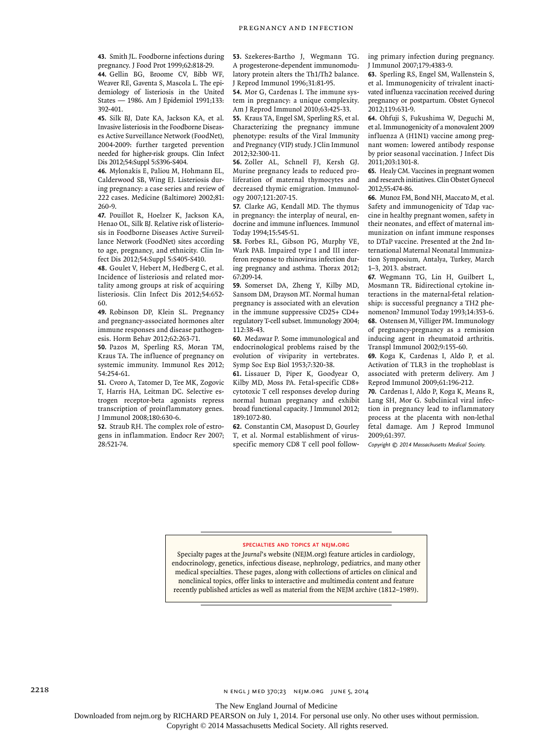43. Smith JL. Foodborne infections during pregnancy. J Food Prot 1999;62:818-29.

44. Gellin BG, Broome CV, Bibb WF, Weaver RE, Gaventa S, Mascola L. The epidemiology of listeriosis in the United States — 1986. Am J Epidemiol 1991;133:392-401.

45. Silk BJ, Date KA, Jackson KA, et al. Invasive listeriosis in the Foodborne Diseases Active Surveillance Network (FoodNet), 2004-2009: further targeted prevention needed for higher-risk groups. Clin Infect Dis 2012;54:Suppl 5:S396-S404.

46. Mylonakis E, Paliou M, Hohmann EL, Calderwood SB, Wing EJ. Listeriosis during pregnancy: a case series and review of 222 cases. Medicine (Baltimore) 2002;81:260-9.

47. Pouillot R, Hoelzer K, Jackson KA, Henao OL, Silk BJ. Relative risk of listeriosis in Foodborne Diseases Active Surveillance Network (FoodNet) sites according to age, pregnancy, and ethnicity. Clin Infect Dis 2012;54:Suppl 5:S405-S410.

48. Goulet V, Hebert M, Hedberg C, et al. Incidence of listeriosis and related mortality among groups at risk of acquiring listeriosis. Clin Infect Dis 2012;54:652-60.

49. Robinson DP, Klein SL. Pregnancy and pregnancy-associated hormones alter immune responses and disease pathogenesis. Horm Behav 2012;62:263-71.

50. Pazos M, Sperling RS, Moran TM, Kraus TA. The influence of pregnancy on systemic immunity. Immunol Res 2012;54:254-61.

51. Cvoro A, Tatomer D, Tee MK, Zogovic T, Harris HA, Leitman DC. Selective estrogen receptor-beta agonists repress transcription of proinflammatory genes. J Immunol 2008;180:630-6.

52. Straub RH. The complex role of estrogens in inflammation. Endocr Rev 2007;28:521-74.

53. Szekeres-Bartho J, Wegmann TG. A progesterone-dependent immunomodulatory protein alters the Th1/Th2 balance. J Reprod Immunol 1996;31:81-95.

54. Mor G, Cardenas I. The immune system in pregnancy: a unique complexity. Am J Reprod Immunol 2010;63:425-33.

55. Kraus TA, Engel SM, Sperling RS, et al. Characterizing the pregnancy immune phenotype: results of the Viral Immunity and Pregnancy (VIP) study. J Clin Immunol 2012;32:300-11.

56. Zoller AL, Schnell FJ, Kersh GJ. Murine pregnancy leads to reduced proliferation of maternal thymocytes and decreased thymic emigration. Immunology 2007;121:207-15.

57. Clarke AG, Kendall MD. The thymus in pregnancy: the interplay of neural, endocrine and immune influences. Immunol Today 1994;15:545-51.

58. Forbes RL, Gibson PG, Murphy VE, Wark PAB. Impaired type I and III interferon response to rhinovirus infection during pregnancy and asthma. Thorax 2012;67:209-14.

59. Somerset DA, Zheng Y, Kilby MD, Sansom DM, Drayson MT. Normal human pregnancy is associated with an elevation in the immune suppressive CD25+ CD4+ regulatory T-cell subset. Immunology 2004;112:38-43.

60. Medawar P. Some immunological and endocrinological problems raised by the evolution of viviparity in vertebrates. Symp Soc Exp Biol 1953;7:320-38.

61. Lissauer D, Piper K, Goodyear O, Kilby MD, Moss PA. Fetal-specific CD8+ cytotoxic T cell responses develop during normal human pregnancy and exhibit broad functional capacity. J Immunol 2012;189:1072-80.

62. Constantin CM, Masopust D, Gourley T, et al. Normal establishment of virus-specific memory CD8 T cell pool following primary infection during pregnancy. J Immunol 2007;179:4383-9.

63. Sperling RS, Engel SM, Wallenstein S, et al. Immunogenicity of trivalent inactivated influenza vaccination received during pregnancy or postpartum. Obstet Gynecol 2012;119:631-9.

64. Ohfuji S, Fukushima W, Deguchi M, et al. Immunogenicity of a monovalent 2009 influenza A (H1N1) vaccine among pregnant women: lowered antibody response by prior seasonal vaccination. J Infect Dis 2011;203:1301-8.

65. Healy CM. Vaccines in pregnant women and research initiatives. Clin Obstet Gynecol 2012;55:474-86.

66. Munoz FM, Bond NH, Maccato M, et al. Safety and immunogenicity of Tdap vaccine in healthy pregnant women, safety in their neonates, and effect of maternal immunization on infant immune responses to DTaP vaccine. Presented at the 2nd International Maternal Neonatal Immunization Symposium, Antalya, Turkey, March 1–3, 2013. abstract.

67. Wegmann TG, Lin H, Guilbert L, Mosmann TR. Bidirectional cytokine interactions in the maternal-fetal relationship: is successful pregnancy a TH2 phenomenon? Immunol Today 1993;14:353-6.

68. Ostensen M, Villiger PM. Immunology of pregnancy-pregnancy as a remission inducing agent in rheumatoid arthritis. Transpl Immunol 2002;9:155-60.

69. Koga K, Cardenas I, Aldo P, et al. Activation of TLR3 in the trophoblast is associated with preterm delivery. Am J Reprod Immunol 2009;61:196-212.

70. Cardenas I, Aldo P, Koga K, Means R, Lang SH, Mor G. Subclinical viral infection in pregnancy lead to inflammatory process at the placenta with non-lethal fetal damage. Am J Reprod Immunol 2009;61:397.

*Copyright © 2014 Massachusetts Medical Society.*

### SPECIALTIES AND TOPICS AT NEJM.ORG

Specialty pages at the *Journal*'s website (NEJM.org) feature articles in cardiology, endocrinology, genetics, infectious disease, nephrology, pediatrics, and many other medical specialties. These pages, along with collections of articles on clinical and nonclinical topics, offer links to interactive and multimedia content and feature recently published articles as well as material from the NEJM archive (1812–1989).